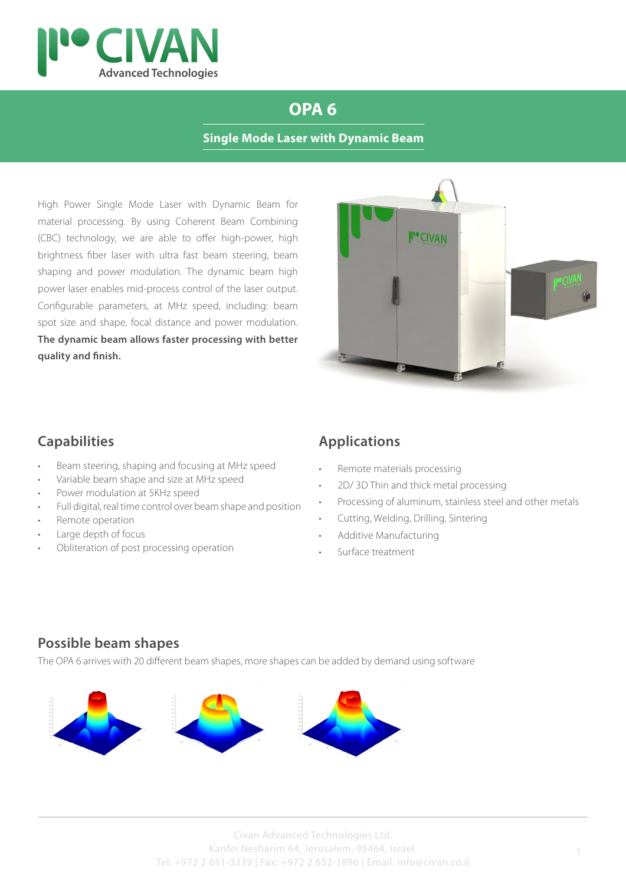CIVAN Advanced Technologies

# OPA 6

**Single Mode Laser with Dynamic Beam**

High Power Single Mode Laser with Dynamic Beam for material processing. By using Coherent Beam Combining (CBC) technology, we are able to offer high-power, high brightness fiber laser with ultra fast beam steering, beam shaping and power modulation. The dynamic beam high power laser enables mid-process control of the laser output. Configurable parameters, at MHz speed, including: beam spot size and shape, focal distance and power modulation. **The dynamic beam allows faster processing with better quality and finish.**

## Capabilities

- Beam steering, shaping and focusing at MHz speed
- Variable beam shape and size at MHz speed
- Power modulation at 5KHz speed
- Full digital, real time control over beam shape and position
- Remote operation
- Large depth of focus
- Obliteration of post processing operation

## Applications

- Remote materials processing
- 2D/ 3D Thin and thick metal processing
- Processing of aluminum, stainless steel and other metals
- Cutting, Welding, Drilling, Sintering
- Additive Manufacturing
- Surface treatment

## Possible beam shapes

The OPA 6 arrives with 20 different beam shapes, more shapes can be added by demand using software

Civan Advanced Technologies Ltd.
Kanfei Nesharim 64, Jerusalem, 95464, Israel.
Tel: +972 2 651-3339 | Fax: +972 2 652-1896 | Email: info@civan.co.il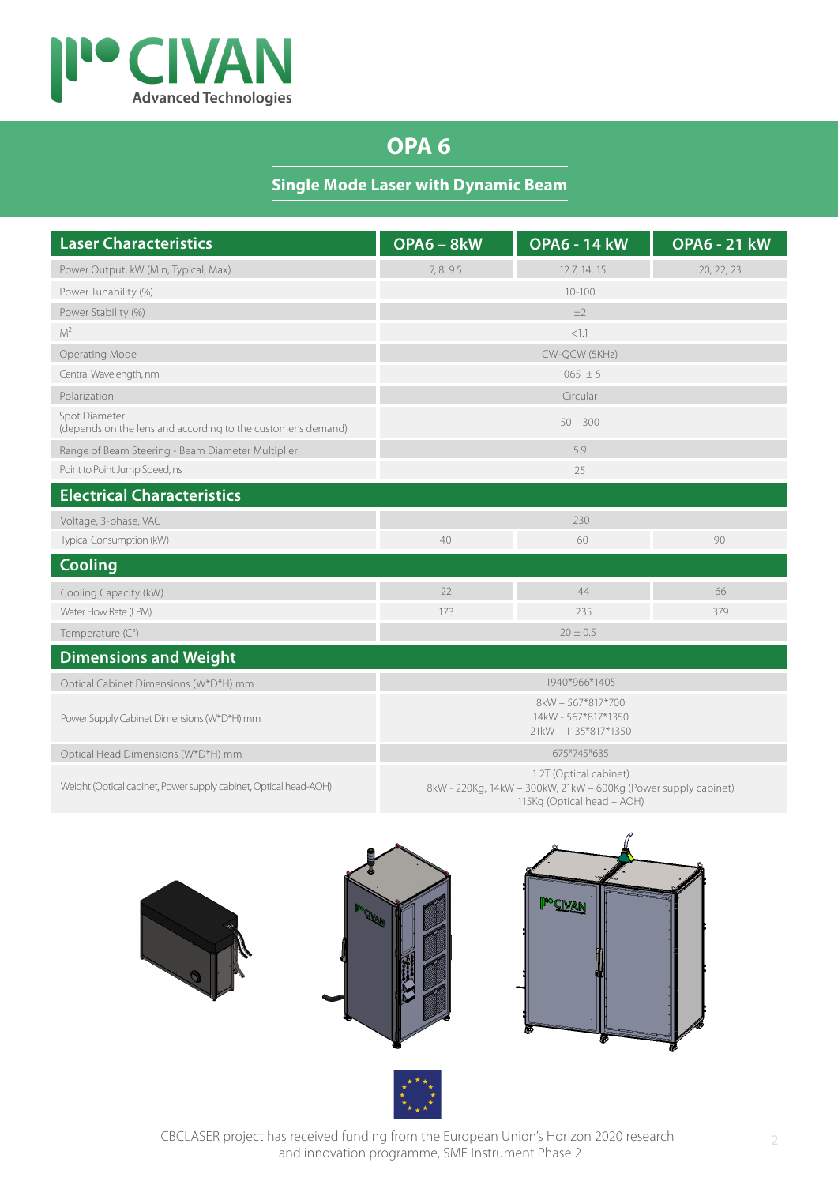# OPA 6

## Single Mode Laser with Dynamic Beam

| Laser Characteristics | OPA6 – 8kW | OPA6 - 14 kW | OPA6 - 21 kW |
|---|---|---|---|
| Power Output, kW (Min, Typical, Max) | 7, 8, 9.5 | 12.7, 14, 15 | 20, 22, 23 |
| Power Tunability (%) | 10-100 | | |
| Power Stability (%) | ±2 | | |
| $M^2$ | <1.1 | | |
| Operating Mode | CW-QCW (5KHz) | | |
| Central Wavelength, nm | 1065 ± 5 | | |
| Polarization | Circular | | |
| Spot Diameter (depends on the lens and according to the customer's demand) | 50 – 300 | | |
| Range of Beam Steering - Beam Diameter Multiplier | 5.9 | | |
| Point to Point Jump Speed, ns | 25 | | |
| **Electrical Characteristics** | | | |
| Voltage, 3-phase, VAC | 230 | | |
| Typical Consumption (kW) | 40 | 60 | 90 |
| **Cooling** | | | |
| Cooling Capacity (kW) | 22 | 44 | 66 |
| Water Flow Rate (LPM) | 173 | 235 | 379 |
| Temperature (C°) | 20 ± 0.5 | | |
| **Dimensions and Weight** | | | |
| Optical Cabinet Dimensions (W*D*H) mm | 1940*966*1405 | | |
| Power Supply Cabinet Dimensions (W*D*H) mm | 8kW – 567*817*700<br>14kW - 567*817*1350<br>21kW – 1135*817*1350 | | |
| Optical Head Dimensions (W*D*H) mm | 675*745*635 | | |
| Weight (Optical cabinet, Power supply cabinet, Optical head-AOH) | 1.2T (Optical cabinet)<br>8kW - 220Kg, 14kW – 300kW, 21kW – 600Kg (Power supply cabinet)<br>115Kg (Optical head – AOH) | | |

CBCLASER project has received funding from the European Union's Horizon 2020 research and innovation programme, SME Instrument Phase 2